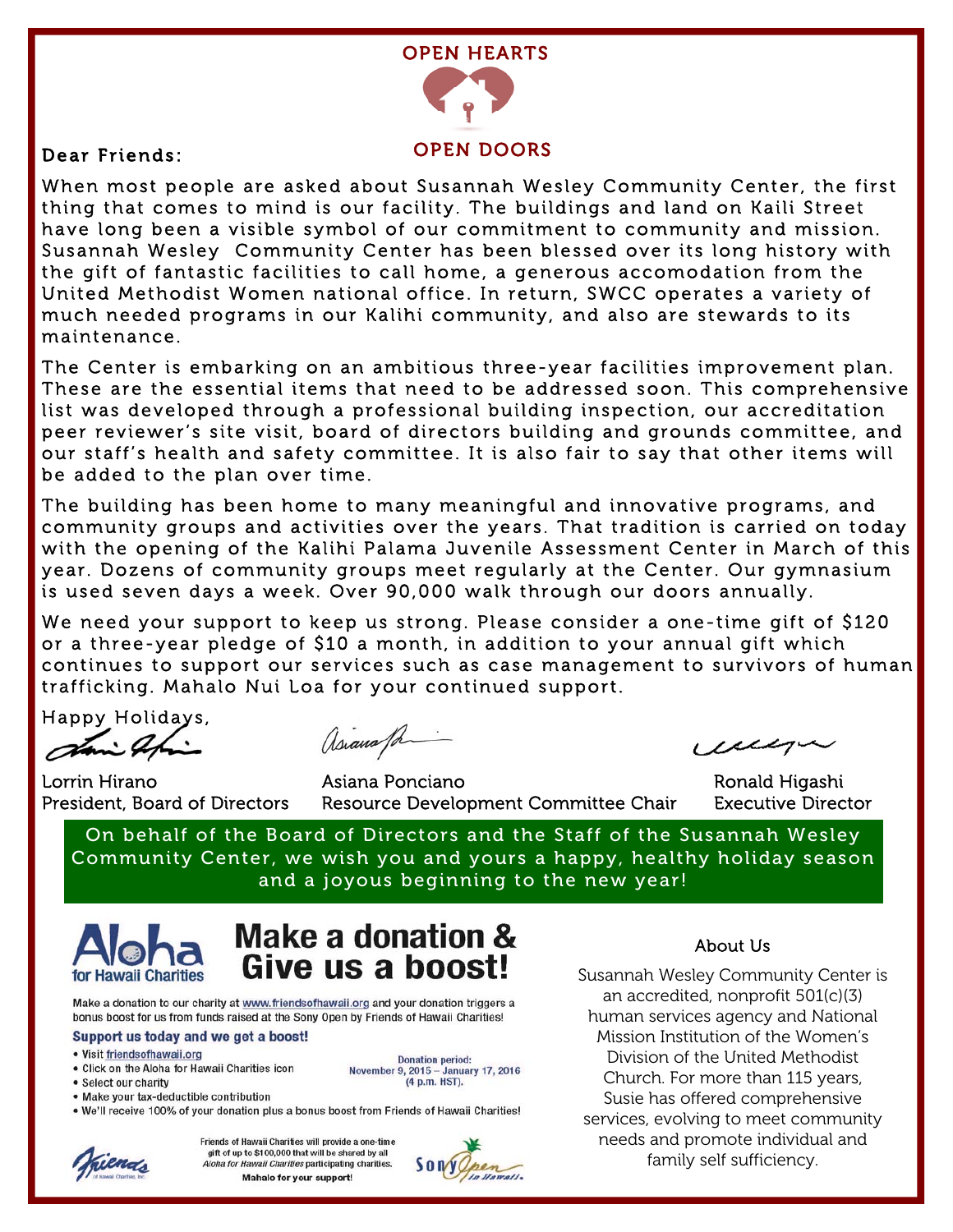# OPEN HEARTS OPEN DOORS

Dear Friends:

When most people are asked about Susannah Wesley Community Center, the first thing that comes to mind is our facility. The buildings and land on Kaili Street have long been a visible symbol of our commitment to community and mission. Susannah Wesley Community Center has been blessed over its long history with the gift of fantastic facilities to call home, a generous accomodation from the United Methodist Women national office. In return, SWCC operates a variety of much needed programs in our Kalihi community, and also are stewards to its maintenance.

The Center is embarking on an ambitious three-year facilities improvement plan. These are the essential items that need to be addressed soon. This comprehensive list was developed through a professional building inspection, our accreditation peer reviewer's site visit, board of directors building and grounds committee, and our staff's health and safety committee. It is also fair to say that other items will be added to the plan over time.

The building has been home to many meaningful and innovative programs, and community groups and activities over the years. That tradition is carried on today with the opening of the Kalihi Palama Juvenile Assessment Center in March of this year. Dozens of community groups meet regularly at the Center. Our gymnasium is used seven days a week. Over 90,000 walk through our doors annually.

We need your support to keep us strong. Please consider a one-time gift of $120 or a three-year pledge of $10 a month, in addition to your annual gift which continues to support our services such as case management to survivors of human trafficking. Mahalo Nui Loa for your continued support.

Happy Holidays,

Lorrin Hirano
President, Board of Directors

Asiana Ponciano
Resource Development Committee Chair

Ronald Higashi
Executive Director

On behalf of the Board of Directors and the Staff of the Susannah Wesley Community Center, we wish you and yours a happy, healthy holiday season and a joyous beginning to the new year!

## Aloha for Hawaii Charities

## Make a donation & Give us a boost!

Make a donation to our charity at www.friendsofhawaii.org and your donation triggers a bonus boost for us from funds raised at the Sony Open by Friends of Hawaii Charities!

**Support us today and we get a boost!**

- Visit friendsofhawaii.org
- Click on the Aloha for Hawaii Charities icon
- Select our charity
- Make your tax-deductible contribution
- We'll receive 100% of your donation plus a bonus boost from Friends of Hawaii Charities!

Donation period:
November 9, 2015 – January 17, 2016
(4 p.m. HST).

Friends of Hawaii Charities will provide a one-time gift of up to $100,000 that will be shared by all *Aloha for Hawaii Charities* participating charities.

**Mahalo for your support!**

### About Us

Susannah Wesley Community Center is an accredited, nonprofit 501(c)(3) human services agency and National Mission Institution of the Women's Division of the United Methodist Church. For more than 115 years, Susie has offered comprehensive services, evolving to meet community needs and promote individual and family self sufficiency.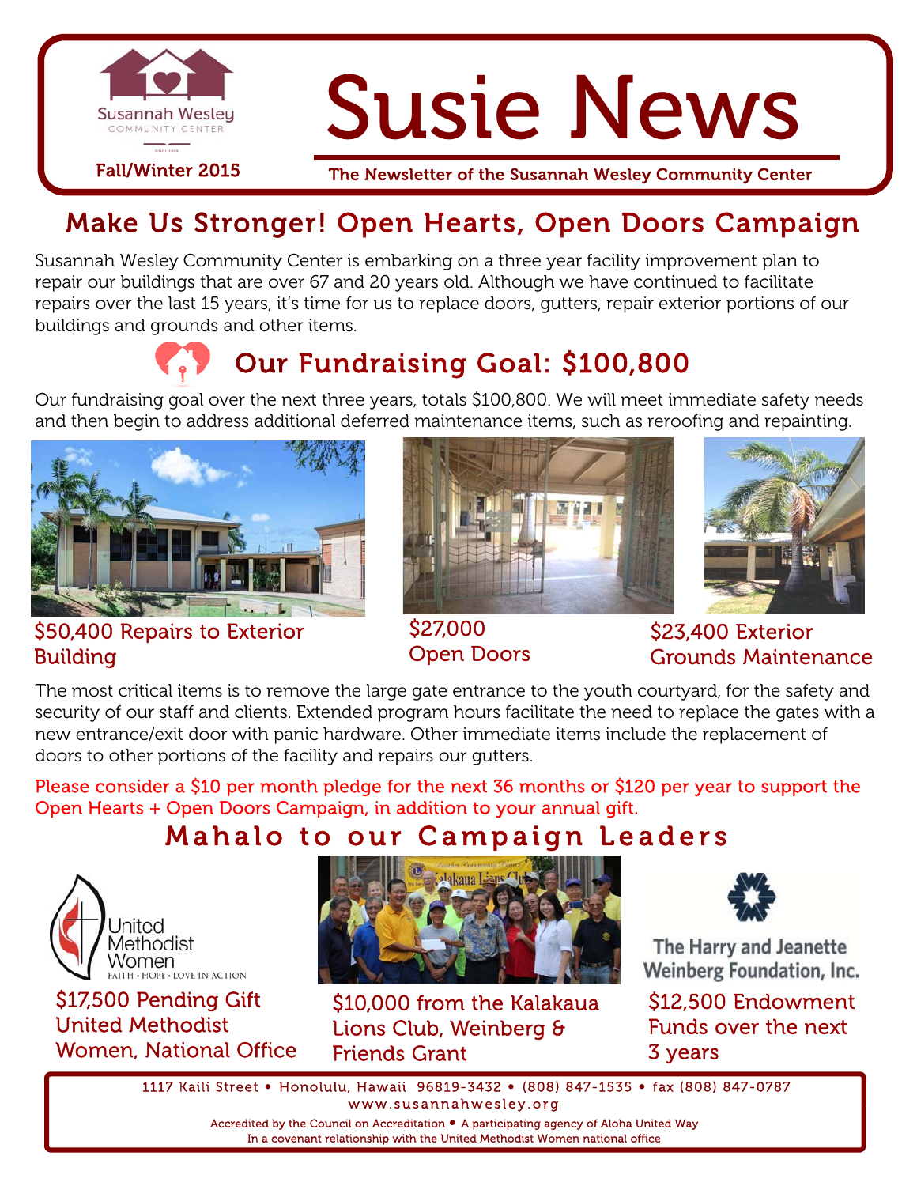Susannah Wesley COMMUNITY CENTER

Fall/Winter 2015

# Susie News

The Newsletter of the Susannah Wesley Community Center

## Make Us Stronger! Open Hearts, Open Doors Campaign

Susannah Wesley Community Center is embarking on a three year facility improvement plan to repair our buildings that are over 67 and 20 years old. Although we have continued to facilitate repairs over the last 15 years, it's time for us to replace doors, gutters, repair exterior portions of our buildings and grounds and other items.

### Our Fundraising Goal: $100,800

Our fundraising goal over the next three years, totals $100,800. We will meet immediate safety needs and then begin to address additional deferred maintenance items, such as reroofing and repainting.

$50,400 Repairs to Exterior Building

$27,000 Open Doors

$23,400 Exterior Grounds Maintenance

The most critical items is to remove the large gate entrance to the youth courtyard, for the safety and security of our staff and clients. Extended program hours facilitate the need to replace the gates with a new entrance/exit door with panic hardware. Other immediate items include the replacement of doors to other portions of the facility and repairs our gutters.

Please consider a $10 per month pledge for the next 36 months or $120 per year to support the Open Hearts + Open Doors Campaign, in addition to your annual gift.

## Mahalo to our Campaign Leaders

United Methodist Women
FAITH • HOPE • LOVE IN ACTION

$17,500 Pending Gift United Methodist Women, National Office

$10,000 from the Kalakaua Lions Club, Weinberg & Friends Grant

The Harry and Jeanette Weinberg Foundation, Inc.

$12,500 Endowment Funds over the next 3 years

1117 Kaili Street • Honolulu, Hawaii 96819-3432 • (808) 847-1535 • fax (808) 847-0787
www.susannahwesley.org
Accredited by the Council on Accreditation • A participating agency of Aloha United Way
In a covenant relationship with the United Methodist Women national office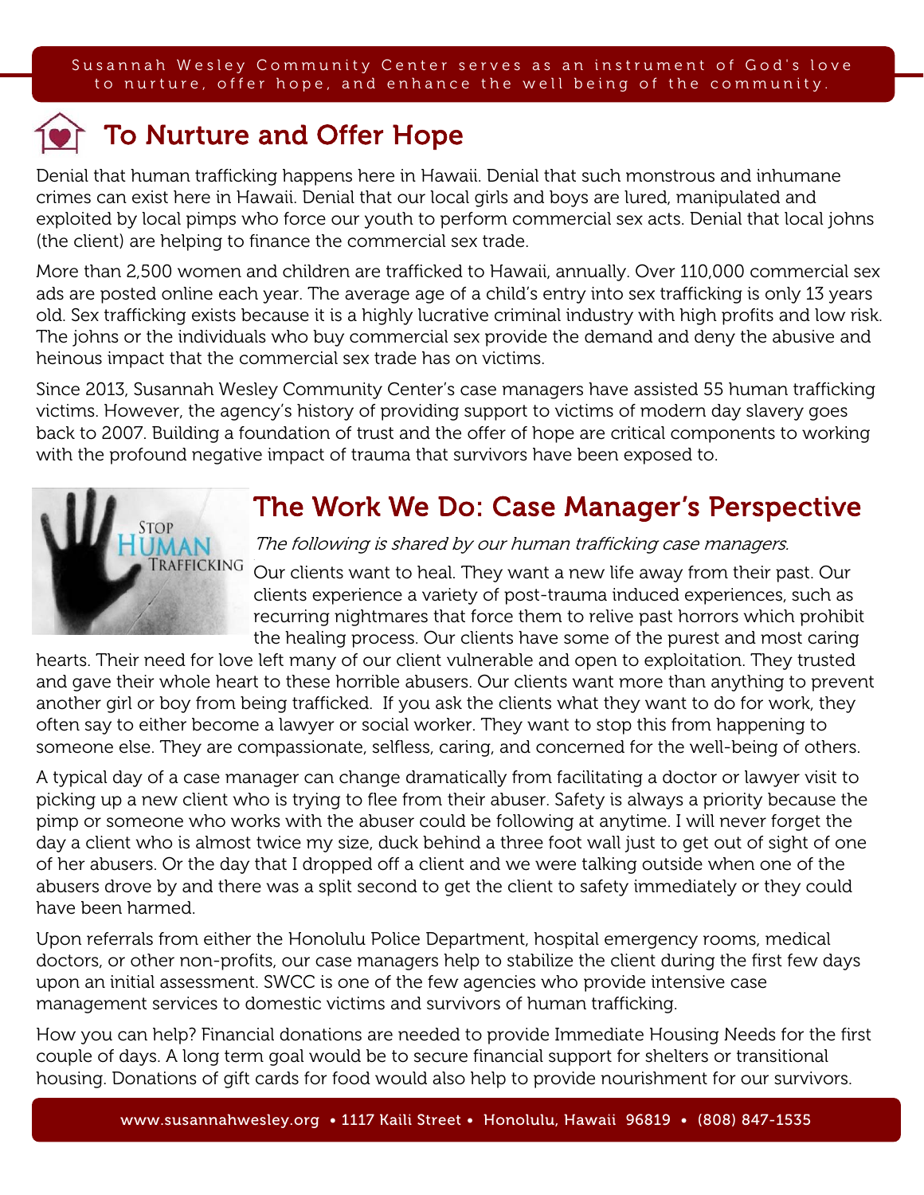Susannah Wesley Community Center serves as an instrument of God's love to nurture, offer hope, and enhance the well being of the community.

## To Nurture and Offer Hope

Denial that human trafficking happens here in Hawaii. Denial that such monstrous and inhumane crimes can exist here in Hawaii. Denial that our local girls and boys are lured, manipulated and exploited by local pimps who force our youth to perform commercial sex acts. Denial that local johns (the client) are helping to finance the commercial sex trade.

More than 2,500 women and children are trafficked to Hawaii, annually. Over 110,000 commercial sex ads are posted online each year. The average age of a child's entry into sex trafficking is only 13 years old. Sex trafficking exists because it is a highly lucrative criminal industry with high profits and low risk. The johns or the individuals who buy commercial sex provide the demand and deny the abusive and heinous impact that the commercial sex trade has on victims.

Since 2013, Susannah Wesley Community Center's case managers have assisted 55 human trafficking victims. However, the agency's history of providing support to victims of modern day slavery goes back to 2007. Building a foundation of trust and the offer of hope are critical components to working with the profound negative impact of trauma that survivors have been exposed to.

Stop Human Trafficking

## The Work We Do: Case Manager's Perspective

*The following is shared by our human trafficking case managers.*

Our clients want to heal. They want a new life away from their past. Our clients experience a variety of post-trauma induced experiences, such as recurring nightmares that force them to relive past horrors which prohibit the healing process. Our clients have some of the purest and most caring hearts. Their need for love left many of our client vulnerable and open to exploitation. They trusted and gave their whole heart to these horrible abusers. Our clients want more than anything to prevent another girl or boy from being trafficked. If you ask the clients what they want to do for work, they often say to either become a lawyer or social worker. They want to stop this from happening to someone else. They are compassionate, selfless, caring, and concerned for the well-being of others.

A typical day of a case manager can change dramatically from facilitating a doctor or lawyer visit to picking up a new client who is trying to flee from their abuser. Safety is always a priority because the pimp or someone who works with the abuser could be following at anytime. I will never forget the day a client who is almost twice my size, duck behind a three foot wall just to get out of sight of one of her abusers. Or the day that I dropped off a client and we were talking outside when one of the abusers drove by and there was a split second to get the client to safety immediately or they could have been harmed.

Upon referrals from either the Honolulu Police Department, hospital emergency rooms, medical doctors, or other non-profits, our case managers help to stabilize the client during the first few days upon an initial assessment. SWCC is one of the few agencies who provide intensive case management services to domestic victims and survivors of human trafficking.

How you can help? Financial donations are needed to provide Immediate Housing Needs for the first couple of days. A long term goal would be to secure financial support for shelters or transitional housing. Donations of gift cards for food would also help to provide nourishment for our survivors.

www.susannahwesley.org • 1117 Kaili Street • Honolulu, Hawaii 96819 • (808) 847-1535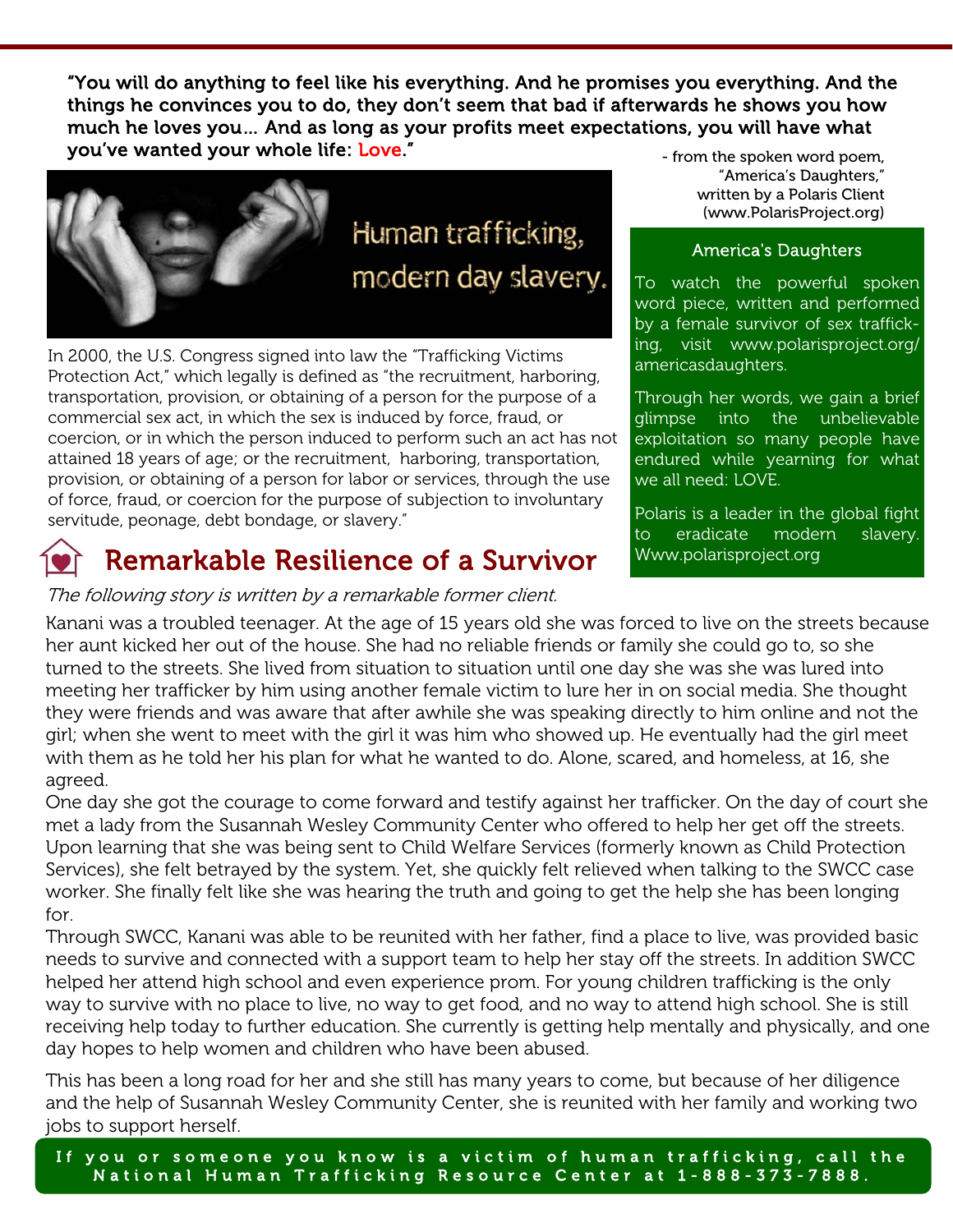**"You will do anything to feel like his everything. And he promises you everything. And the things he convinces you to do, they don't seem that bad if afterwards he shows you how much he loves you… And as long as your profits meet expectations, you will have what you've wanted your whole life: Love."**

- from the spoken word poem, "America's Daughters," written by a Polaris Client (www.PolarisProject.org)

Human trafficking, modern day slavery.

In 2000, the U.S. Congress signed into law the "Trafficking Victims Protection Act," which legally is defined as "the recruitment, harboring, transportation, provision, or obtaining of a person for the purpose of a commercial sex act, in which the sex is induced by force, fraud, or coercion, or in which the person induced to perform such an act has not attained 18 years of age; or the recruitment, harboring, transportation, provision, or obtaining of a person for labor or services, through the use of force, fraud, or coercion for the purpose of subjection to involuntary servitude, peonage, debt bondage, or slavery."

### America's Daughters

To watch the powerful spoken word piece, written and performed by a female survivor of sex trafficking, visit www.polarisproject.org/americasdaughters.

Through her words, we gain a brief glimpse into the unbelievable exploitation so many people have endured while yearning for what we all need: LOVE.

Polaris is a leader in the global fight to eradicate modern slavery. Www.polarisproject.org

## Remarkable Resilience of a Survivor

*The following story is written by a remarkable former client.*

Kanani was a troubled teenager. At the age of 15 years old she was forced to live on the streets because her aunt kicked her out of the house. She had no reliable friends or family she could go to, so she turned to the streets. She lived from situation to situation until one day she was she was lured into meeting her trafficker by him using another female victim to lure her in on social media. She thought they were friends and was aware that after awhile she was speaking directly to him online and not the girl; when she went to meet with the girl it was him who showed up. He eventually had the girl meet with them as he told her his plan for what he wanted to do. Alone, scared, and homeless, at 16, she agreed.

One day she got the courage to come forward and testify against her trafficker. On the day of court she met a lady from the Susannah Wesley Community Center who offered to help her get off the streets. Upon learning that she was being sent to Child Welfare Services (formerly known as Child Protection Services), she felt betrayed by the system. Yet, she quickly felt relieved when talking to the SWCC case worker. She finally felt like she was hearing the truth and going to get the help she has been longing for.

Through SWCC, Kanani was able to be reunited with her father, find a place to live, was provided basic needs to survive and connected with a support team to help her stay off the streets. In addition SWCC helped her attend high school and even experience prom. For young children trafficking is the only way to survive with no place to live, no way to get food, and no way to attend high school. She is still receiving help today to further education. She currently is getting help mentally and physically, and one day hopes to help women and children who have been abused.

This has been a long road for her and she still has many years to come, but because of her diligence and the help of Susannah Wesley Community Center, she is reunited with her family and working two jobs to support herself.

If you or someone you know is a victim of human trafficking, call the National Human Trafficking Resource Center at 1-888-373-7888.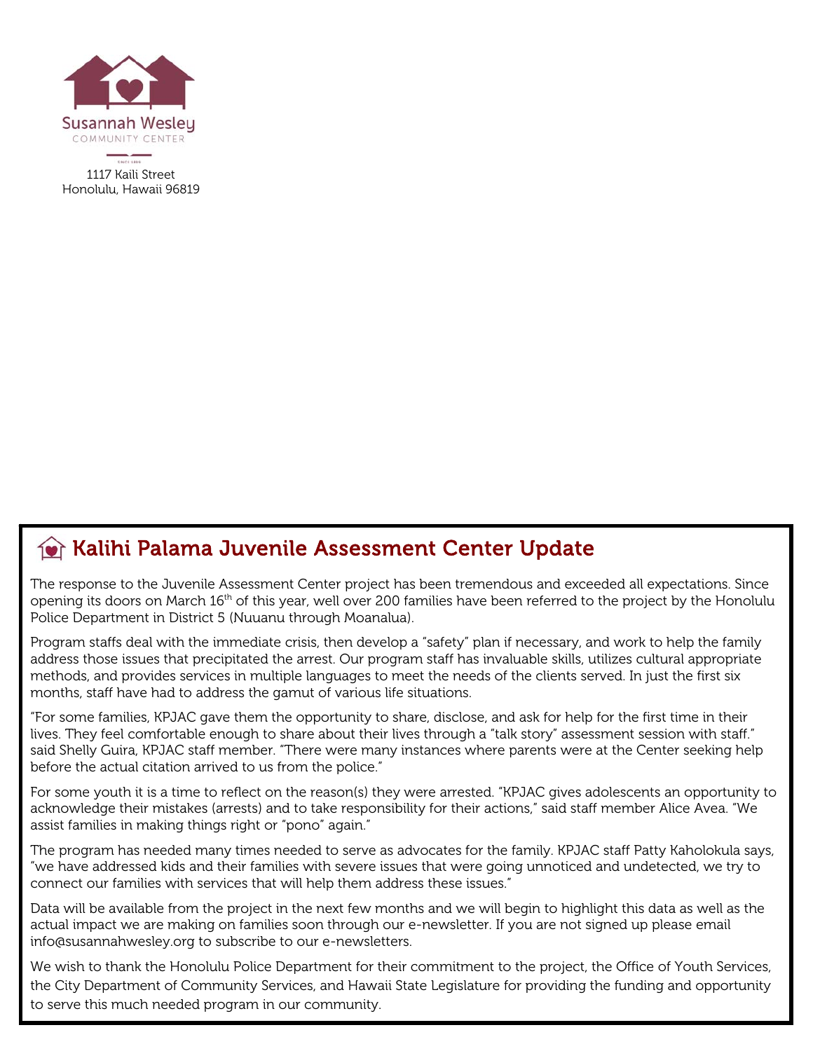Susannah Wesley
COMMUNITY CENTER

1117 Kaili Street
Honolulu, Hawaii 96819

## Kalihi Palama Juvenile Assessment Center Update

The response to the Juvenile Assessment Center project has been tremendous and exceeded all expectations. Since opening its doors on March 16th of this year, well over 200 families have been referred to the project by the Honolulu Police Department in District 5 (Nuuanu through Moanalua).

Program staffs deal with the immediate crisis, then develop a "safety" plan if necessary, and work to help the family address those issues that precipitated the arrest. Our program staff has invaluable skills, utilizes cultural appropriate methods, and provides services in multiple languages to meet the needs of the clients served. In just the first six months, staff have had to address the gamut of various life situations.

"For some families, KPJAC gave them the opportunity to share, disclose, and ask for help for the first time in their lives. They feel comfortable enough to share about their lives through a "talk story" assessment session with staff." said Shelly Guira, KPJAC staff member. "There were many instances where parents were at the Center seeking help before the actual citation arrived to us from the police."

For some youth it is a time to reflect on the reason(s) they were arrested. "KPJAC gives adolescents an opportunity to acknowledge their mistakes (arrests) and to take responsibility for their actions," said staff member Alice Avea. "We assist families in making things right or "pono" again."

The program has needed many times needed to serve as advocates for the family. KPJAC staff Patty Kaholokula says, "we have addressed kids and their families with severe issues that were going unnoticed and undetected, we try to connect our families with services that will help them address these issues."

Data will be available from the project in the next few months and we will begin to highlight this data as well as the actual impact we are making on families soon through our e-newsletter. If you are not signed up please email info@susannahwesley.org to subscribe to our e-newsletters.

We wish to thank the Honolulu Police Department for their commitment to the project, the Office of Youth Services, the City Department of Community Services, and Hawaii State Legislature for providing the funding and opportunity to serve this much needed program in our community.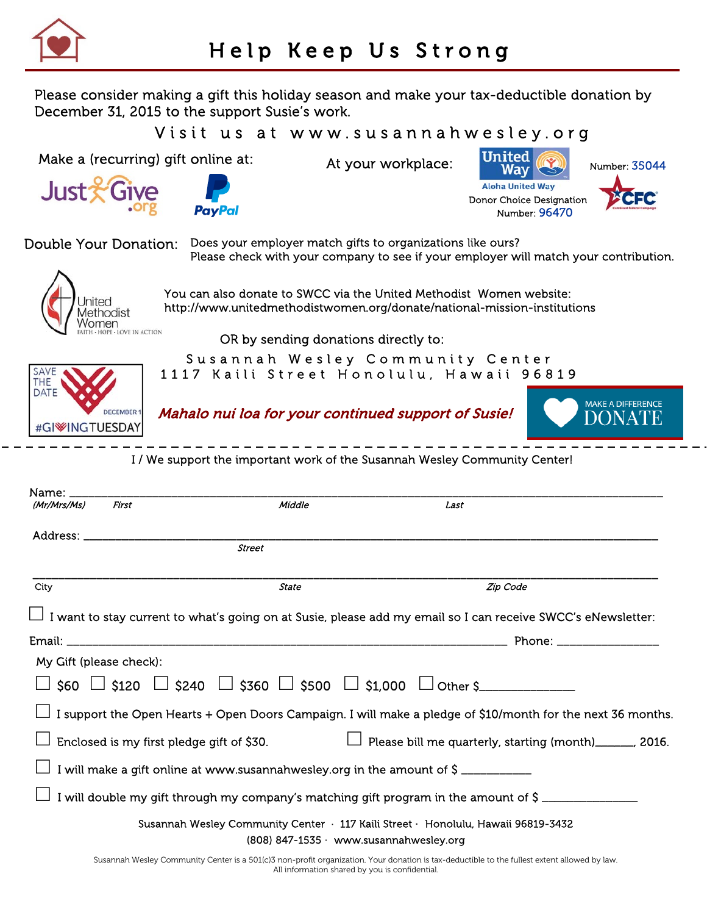# Help Keep Us Strong

Please consider making a gift this holiday season and make your tax-deductible donation by December 31, 2015 to the support Susie's work.

Visit us at www.susannahwesley.org

Make a (recurring) gift online at:

JustGive.org

PayPal

At your workplace:

United Way

Aloha United Way

Donor Choice Designation Number: 96470

Number: 35044

CFC Combined Federal Campaign

Double Your Donation: Does your employer match gifts to organizations like ours? Please check with your company to see if your employer will match your contribution.

United Methodist Women
FAITH · HOPE · LOVE IN ACTION

You can also donate to SWCC via the United Methodist Women website: http://www.unitedmethodistwomen.org/donate/national-mission-institutions

OR by sending donations directly to:

Susannah Wesley Community Center
1117 Kaili Street Honolulu, Hawaii 96819

SAVE THE DATE
DECEMBER 1
#GIVINGTUESDAY

*Mahalo nui loa for your continued support of Susie!*

MAKE A DIFFERENCE DONATE

---

I / We support the important work of the Susannah Wesley Community Center!

Name: ______________________________________________________________________
*(Mr/Mrs/Ms)* *First* *Middle* *Last*

Address: ____________________________________________________________________
*Street*

___________________________________________________________________________
City *State* *Zip Code*

☐ I want to stay current to what's going on at Susie, please add my email so I can receive SWCC's eNewsletter:

Email: ______________________________________________ Phone: ______________

My Gift (please check):

☐ $60 ☐ $120 ☐ $240 ☐ $360 ☐ $500 ☐ $1,000 ☐ Other $____________

☐ I support the Open Hearts + Open Doors Campaign. I will make a pledge of $10/month for the next 36 months.

☐ Enclosed is my first pledge gift of $30. ☐ Please bill me quarterly, starting (month)______, 2016.

☐ I will make a gift online at www.susannahwesley.org in the amount of $ __________

☐ I will double my gift through my company's matching gift program in the amount of $ ____________

Susannah Wesley Community Center · 117 Kaili Street · Honolulu, Hawaii 96819-3432
(808) 847-1535 · www.susannahwesley.org

Susannah Wesley Community Center is a 501(c)3 non-profit organization. Your donation is tax-deductible to the fullest extent allowed by law. All information shared by you is confidential.